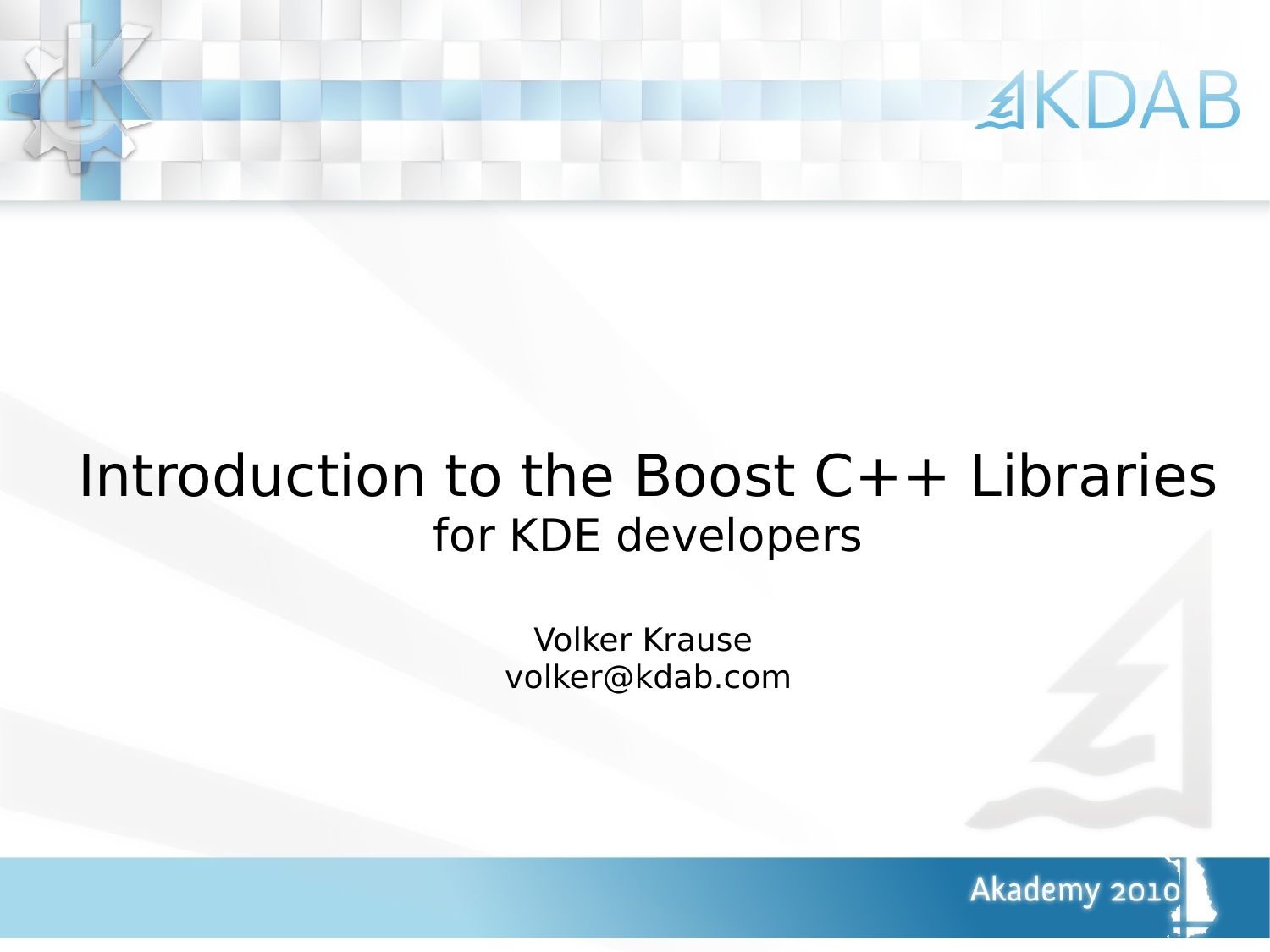# Introduction to the Boost C++ Libraries

## for KDE developers

Volker Krause

volker@kdab.com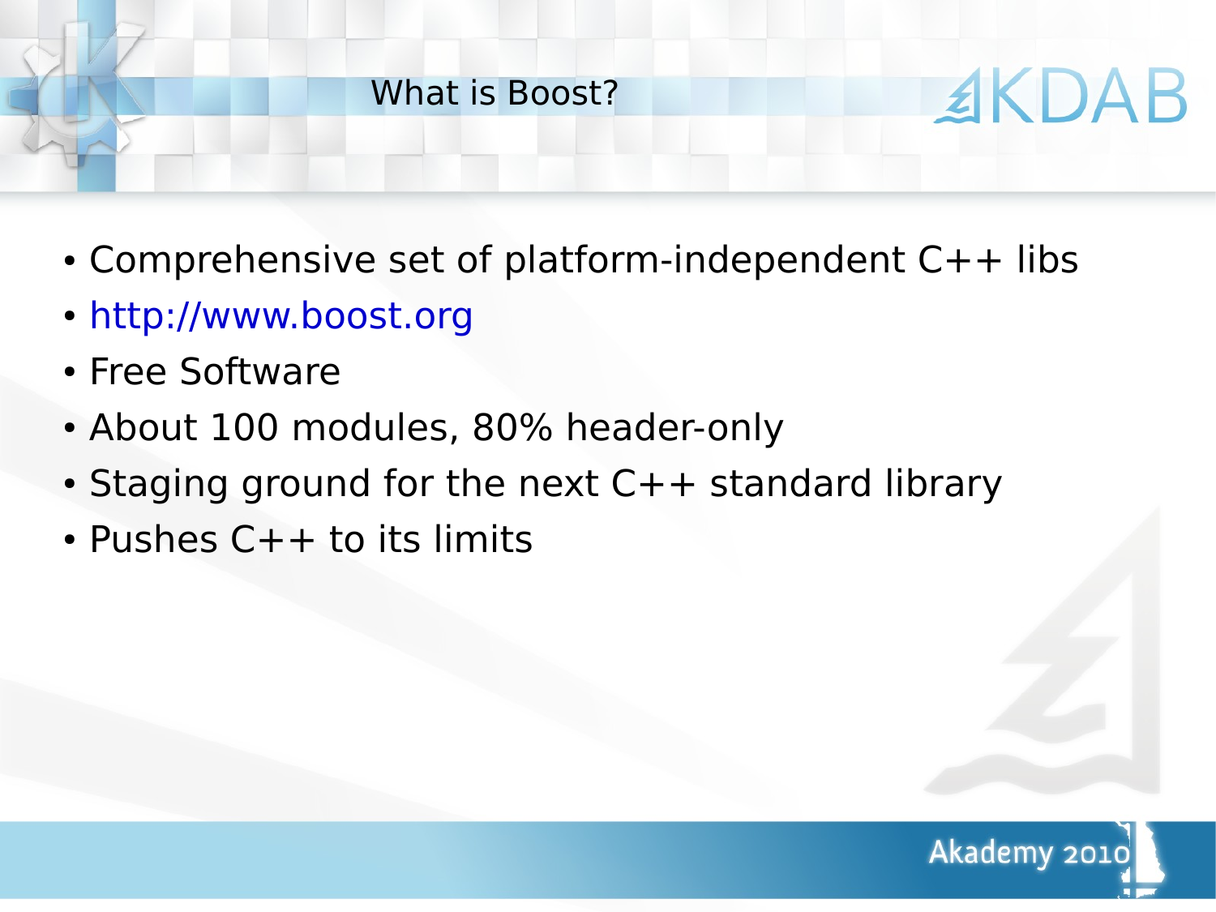# What is Boost?

- Comprehensive set of platform-independent C++ libs
- http://www.boost.org
- Free Software
- About 100 modules, 80% header-only
- Staging ground for the next C++ standard library
- Pushes C++ to its limits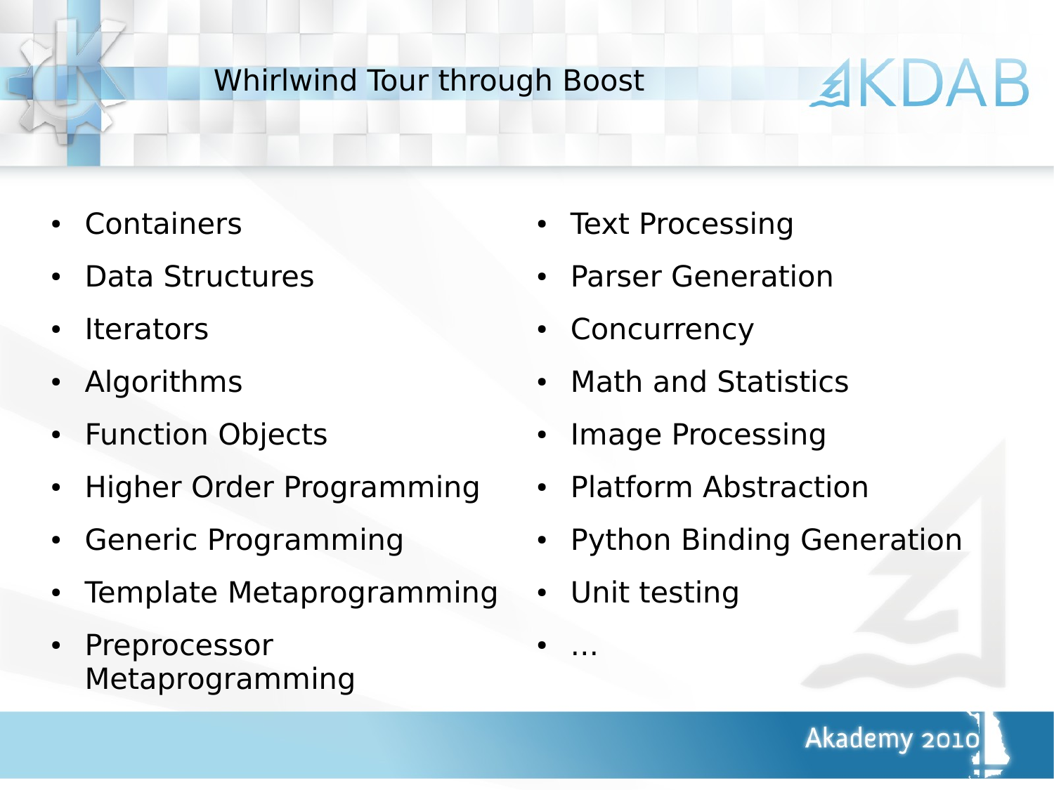## Whirlwind Tour through Boost

- Containers
- Data Structures
- Iterators
- Algorithms
- Function Objects
- Higher Order Programming
- Generic Programming
- Template Metaprogramming
- Preprocessor Metaprogramming
- Text Processing
- Parser Generation
- Concurrency
- Math and Statistics
- Image Processing
- Platform Abstraction
- Python Binding Generation
- Unit testing
- ...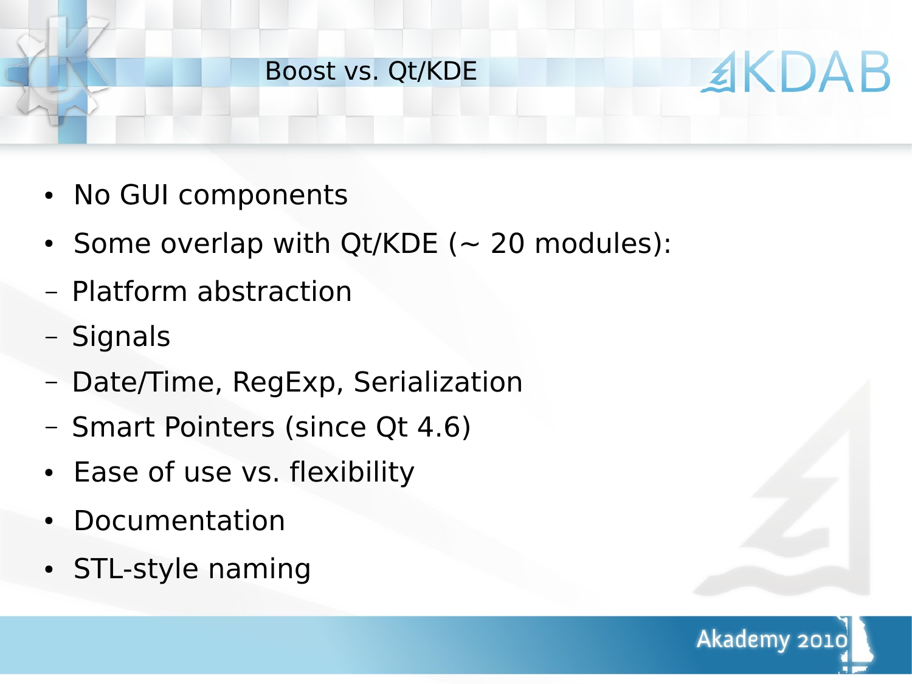# Boost vs. Qt/KDE

- No GUI components
- Some overlap with Qt/KDE (~ 20 modules):
  - Platform abstraction
  - Signals
  - Date/Time, RegExp, Serialization
  - Smart Pointers (since Qt 4.6)
- Ease of use vs. flexibility
- Documentation
- STL-style naming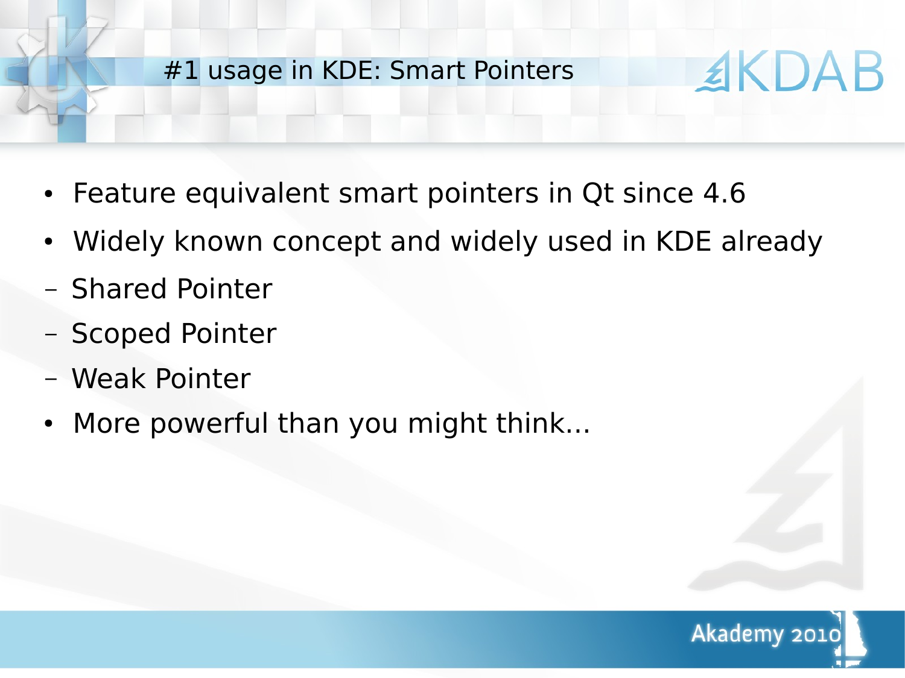# #1 usage in KDE: Smart Pointers

- Feature equivalent smart pointers in Qt since 4.6
- Widely known concept and widely used in KDE already
  - Shared Pointer
  - Scoped Pointer
  - Weak Pointer
- More powerful than you might think...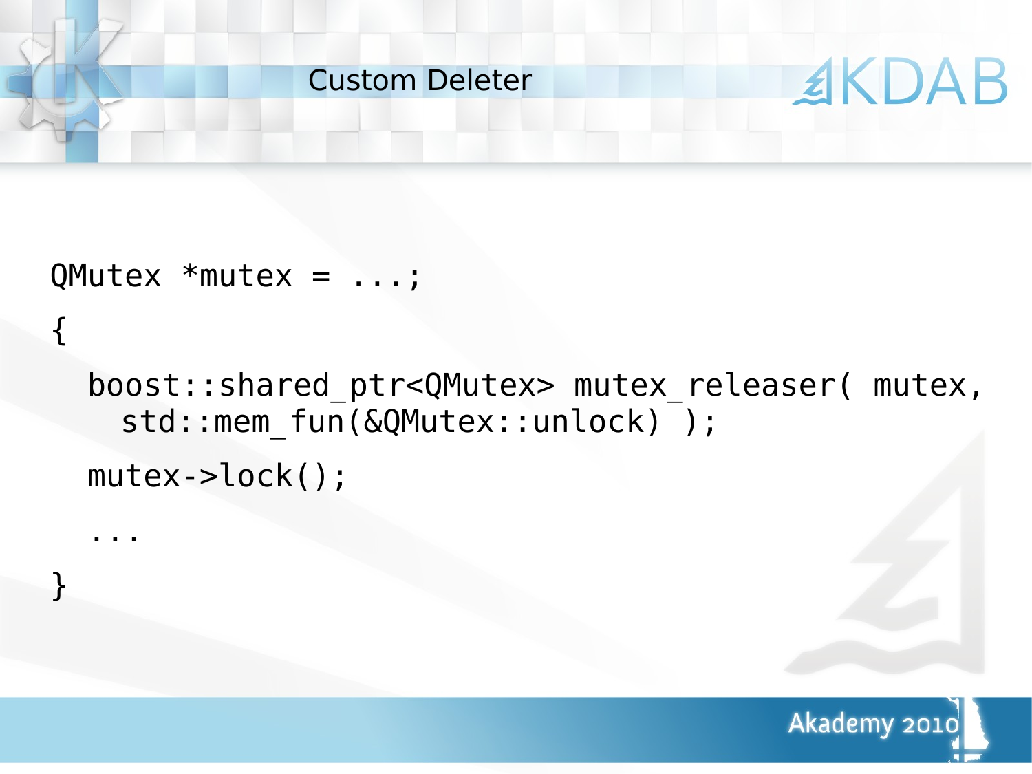# Custom Deleter

```
QMutex *mutex = ...;
{
  boost::shared_ptr<QMutex> mutex_releaser( mutex,
    std::mem_fun(&QMutex::unlock) );
  mutex->lock();
  ...
}
```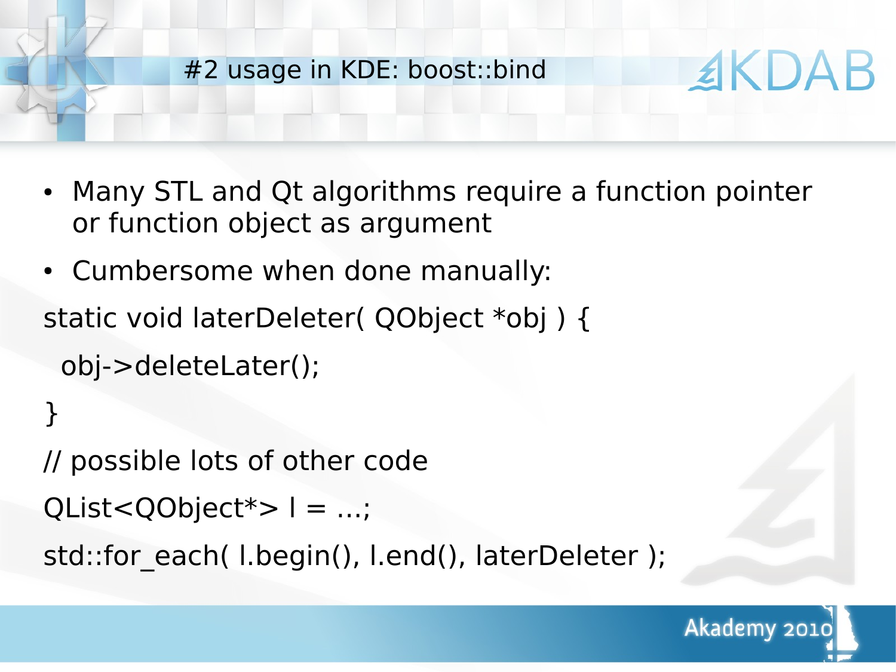# #2 usage in KDE: boost::bind

- Many STL and Qt algorithms require a function pointer or function object as argument
- Cumbersome when done manually:

```
static void laterDeleter( QObject *obj ) {
  obj->deleteLater();
}
// possible lots of other code
QList<QObject*> l = ...;
std::for_each( l.begin(), l.end(), laterDeleter );
```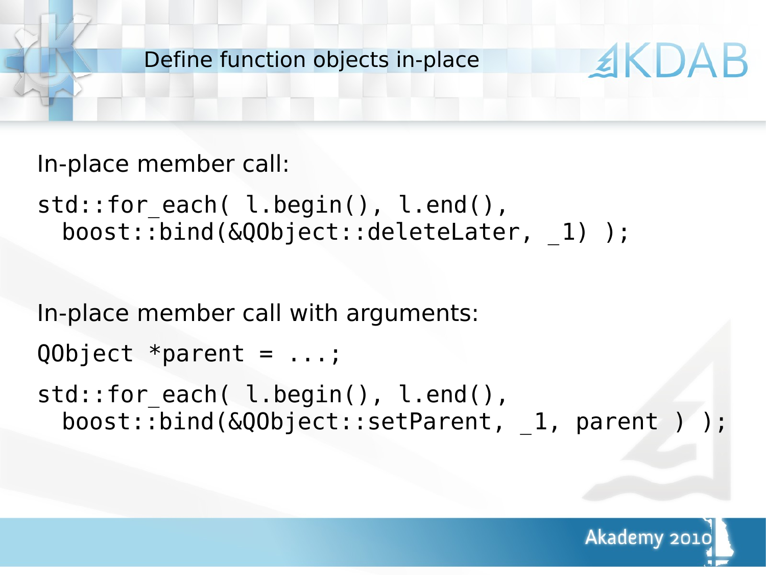# Define function objects in-place

In-place member call:

```
std::for_each( l.begin(), l.end(),
  boost::bind(&QObject::deleteLater, _1) );
```

In-place member call with arguments:

```
QObject *parent = ...;
```

```
std::for_each( l.begin(), l.end(),
  boost::bind(&QObject::setParent, _1, parent ) );
```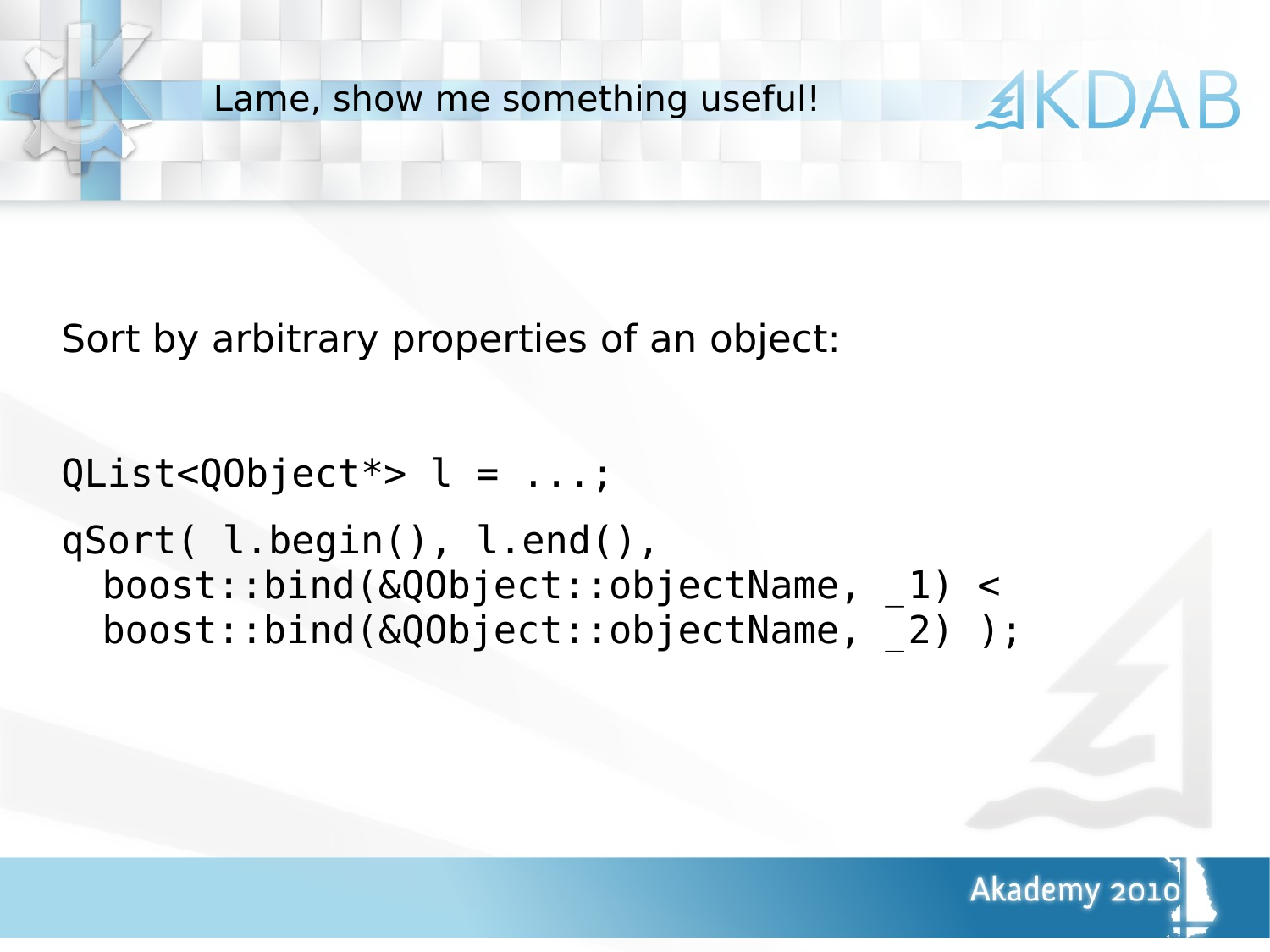# Lame, show me something useful!

Sort by arbitrary properties of an object:

```
QList<QObject*> l = ...;
qSort( l.begin(), l.end(),
  boost::bind(&QObject::objectName, _1) <
  boost::bind(&QObject::objectName, _2) );
```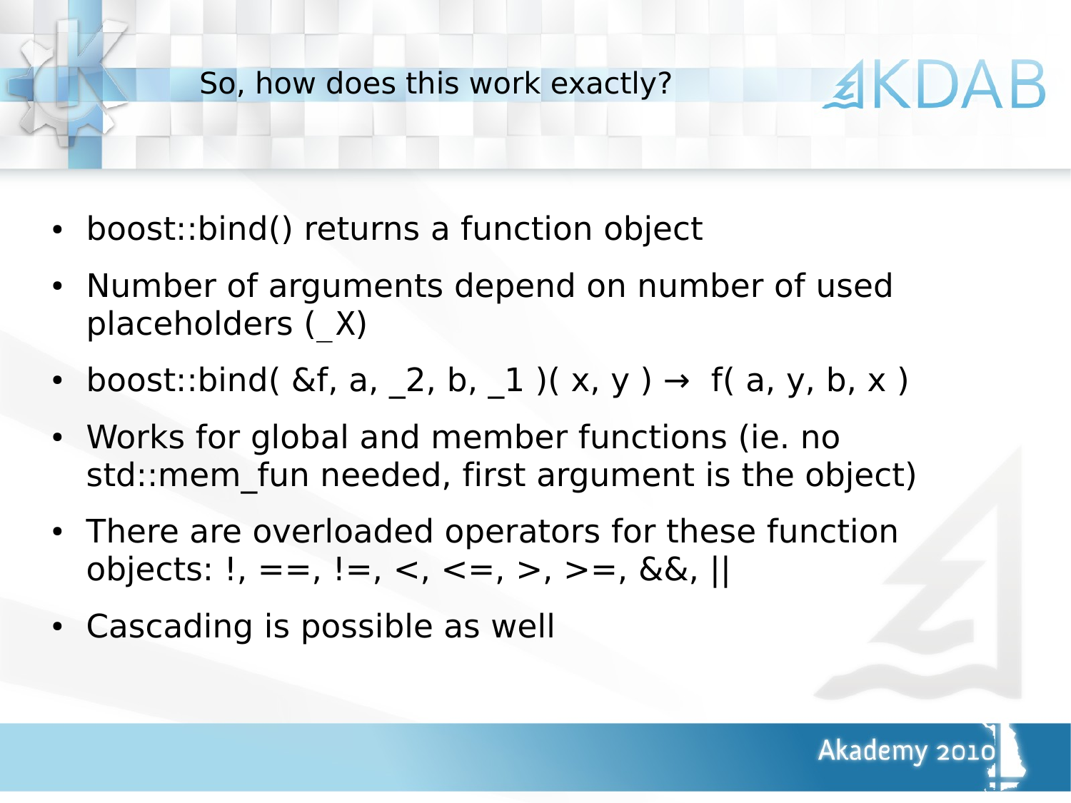## So, how does this work exactly?

- boost::bind() returns a function object
- Number of arguments depend on number of used placeholders (_X)
- boost::bind( &f, a, _2, b, _1 )( x, y ) → f( a, y, b, x )
- Works for global and member functions (ie. no std::mem_fun needed, first argument is the object)
- There are overloaded operators for these function objects: !, ==, !=, <, <=, >, >=, &&, ||
- Cascading is possible as well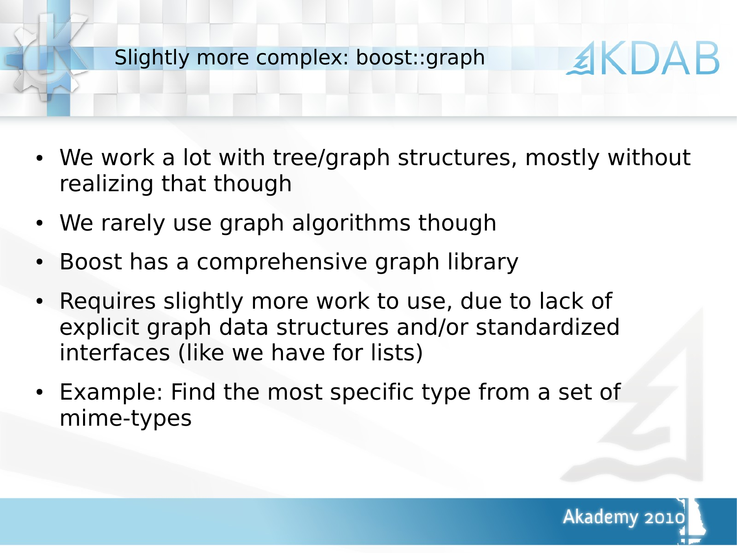# Slightly more complex: boost::graph

- We work a lot with tree/graph structures, mostly without realizing that though
- We rarely use graph algorithms though
- Boost has a comprehensive graph library
- Requires slightly more work to use, due to lack of explicit graph data structures and/or standardized interfaces (like we have for lists)
- Example: Find the most specific type from a set of mime-types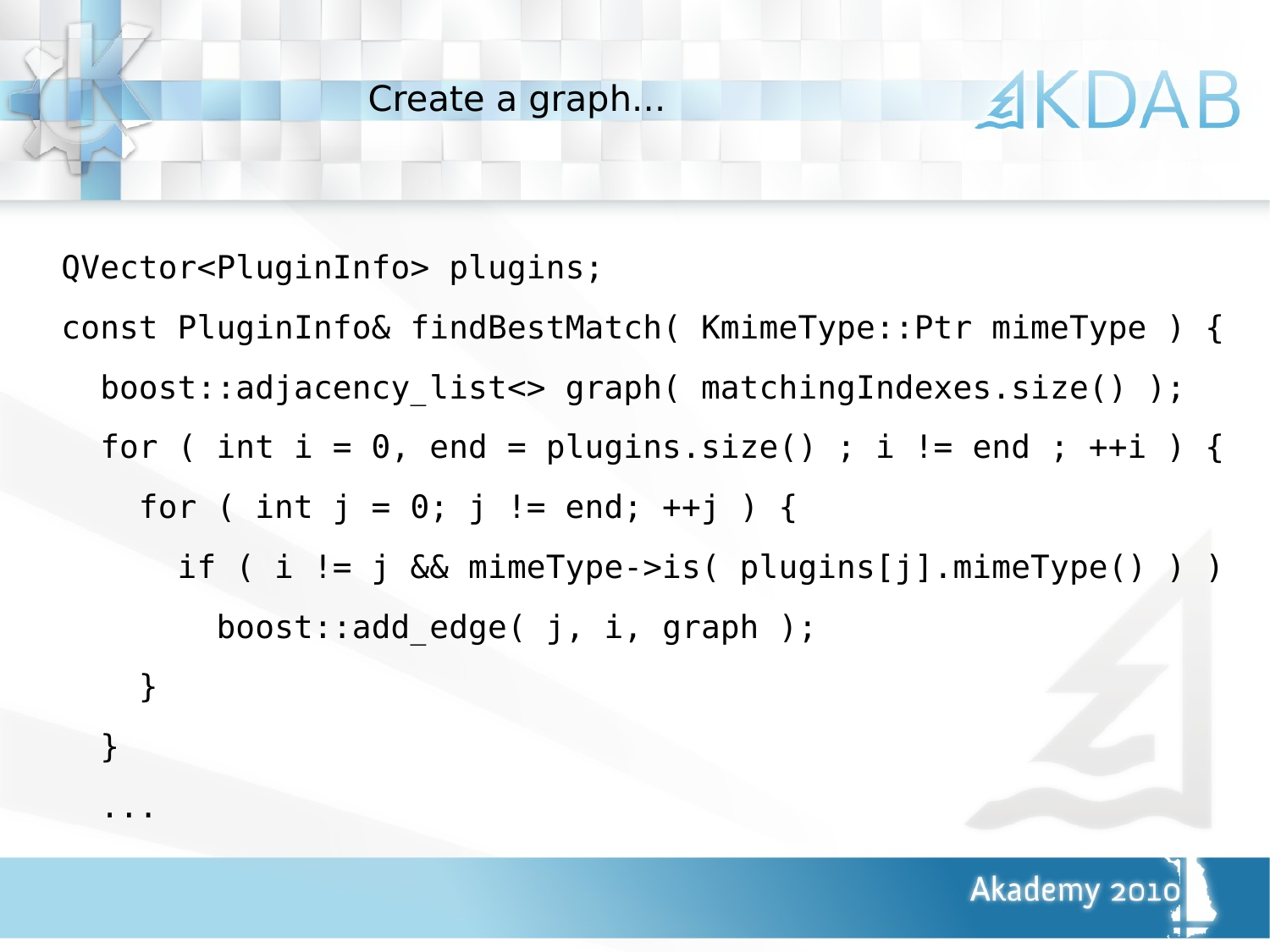# Create a graph...

```
QVector<PluginInfo> plugins;
const PluginInfo& findBestMatch( KmimeType::Ptr mimeType ) {
  boost::adjacency_list<> graph( matchingIndexes.size() );
  for ( int i = 0, end = plugins.size() ; i != end ; ++i ) {
    for ( int j = 0; j != end; ++j ) {
      if ( i != j && mimeType->is( plugins[j].mimeType() ) )
        boost::add_edge( j, i, graph );
    }
  }
  ...
```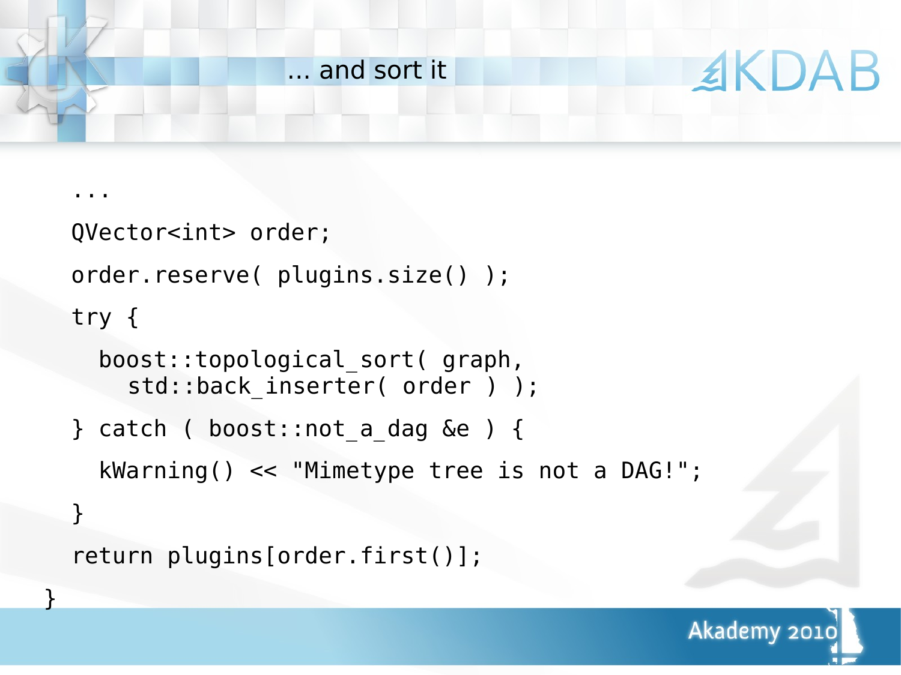# ... and sort it

```
  ...
  QVector<int> order;
  order.reserve( plugins.size() );
  try {
    boost::topological_sort( graph,
      std::back_inserter( order ) );
  } catch ( boost::not_a_dag &e ) {
    kWarning() << "Mimetype tree is not a DAG!";
  }
  return plugins[order.first()];
}
```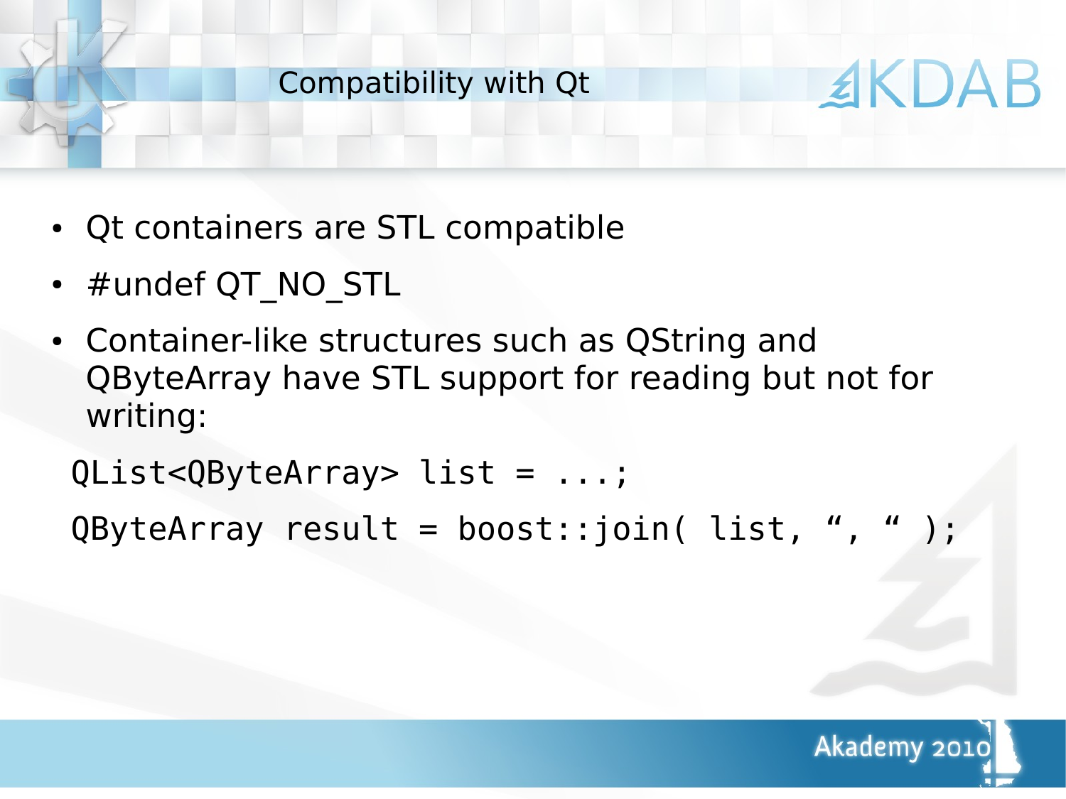# Compatibility with Qt

- Qt containers are STL compatible
- #undef QT_NO_STL
- Container-like structures such as QString and QByteArray have STL support for reading but not for writing:

```
QList<QByteArray> list = ...;
QByteArray result = boost::join( list, “, “ );
```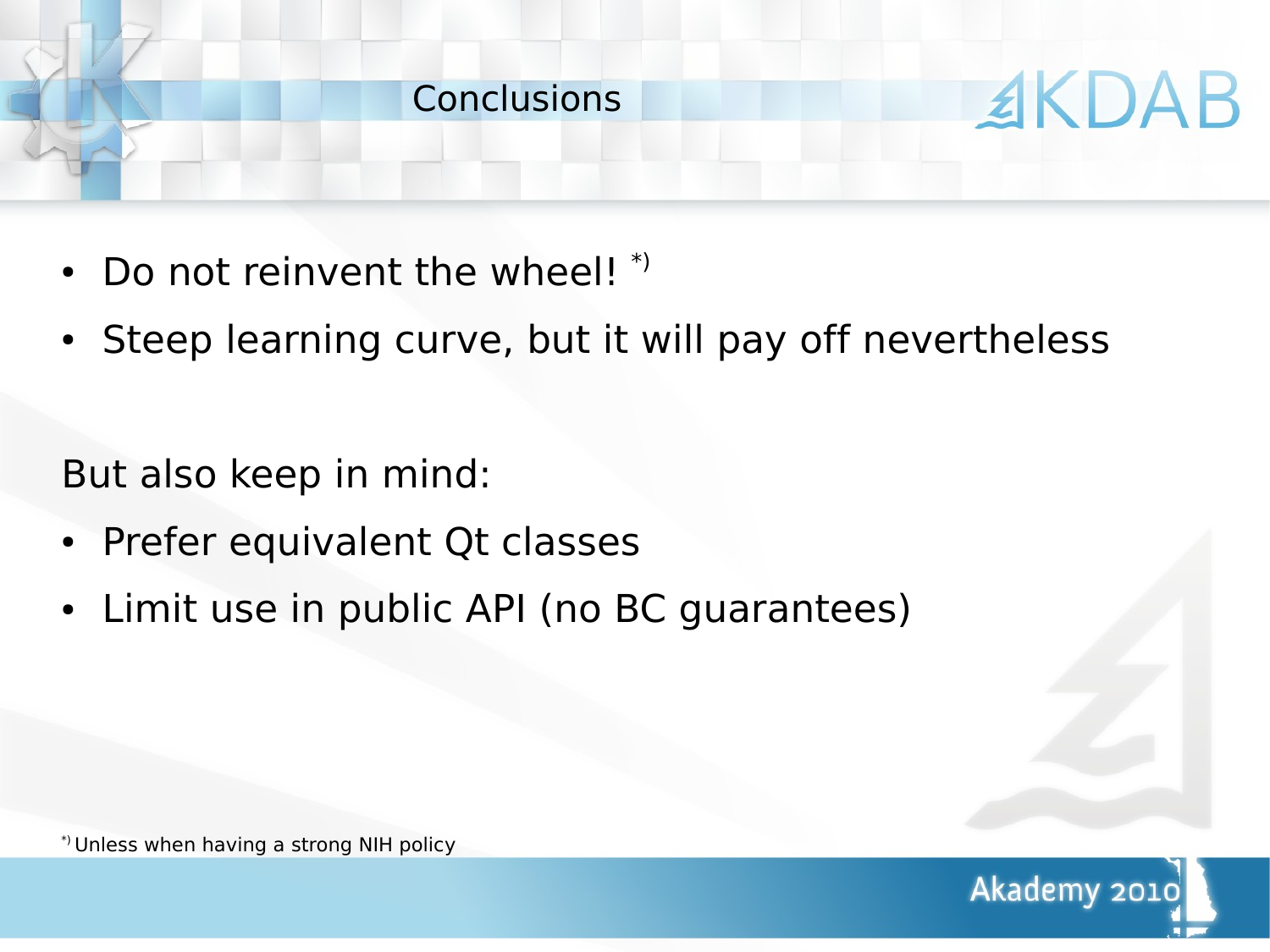# Conclusions

- Do not reinvent the wheel! *)
- Steep learning curve, but it will pay off nevertheless

But also keep in mind:

- Prefer equivalent Qt classes
- Limit use in public API (no BC guarantees)

*) Unless when having a strong NIH policy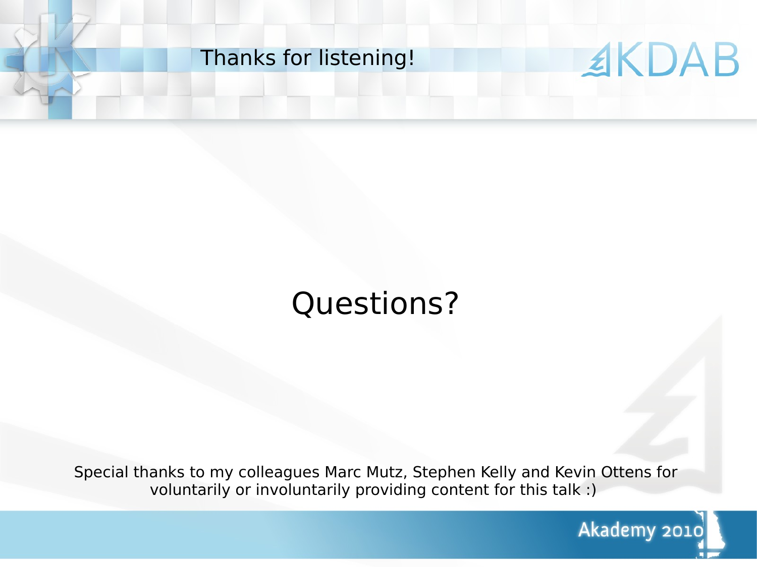# Thanks for listening!

## Questions?

Special thanks to my colleagues Marc Mutz, Stephen Kelly and Kevin Ottens for voluntarily or involuntarily providing content for this talk :)